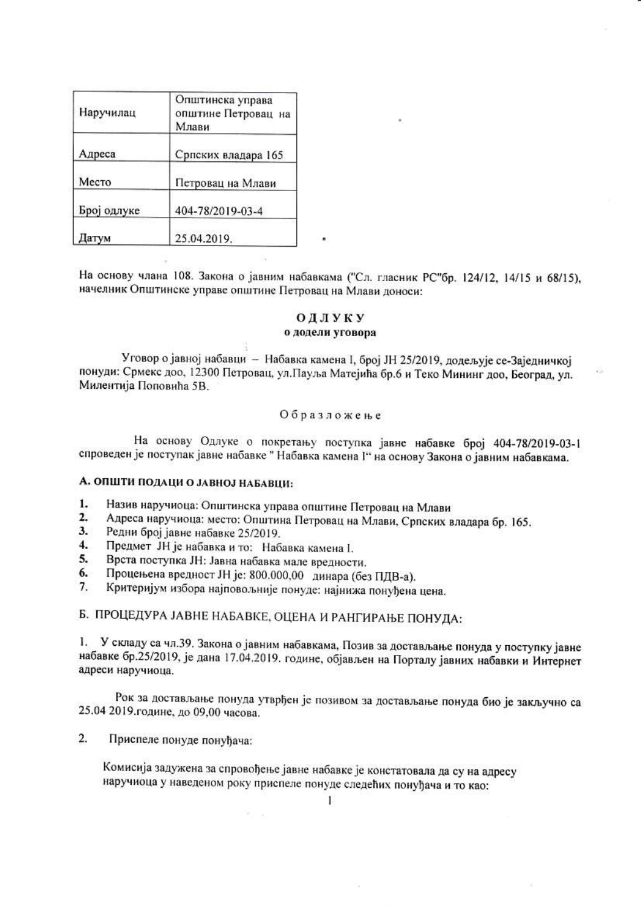| Наручилац | Општинска управа општине Петровац на Млави |
| --- | --- |
| Адреса | Српских владара 165 |
| Место | Петровац на Млави |
| Број одлуке | 404-78/2019-03-4 |
| Датум | 25.04.2019. |

На основу члана 108. Закона о јавним набавкама ("Сл. гласник РС"бр. 124/12, 14/15 и 68/15), начелник Општинске управе општине Петровац на Млави доноси:

# ОДЛУКУ
## о додели уговора

Уговор о јавној набавци – Набавка камена I, број ЈН 25/2019, додељује се-Заједничкој понуди: Срмекс доо, 12300 Петровац, ул.Пауља Матејића бр.6 и Теко Мининг доо, Београд, ул. Милентија Поповића 5В.

### Образложење

На основу Одлуке о покретању поступка јавне набавке број 404-78/2019-03-1 спроведен је поступак јавне набавке " Набавка камена I" на основу Закона о јавним набавкама.

### А. ОПШТИ ПОДАЦИ О ЈАВНОЈ НАБАВЦИ:

1. Назив наручиоца: Општинска управа општине Петровац на Млави
2. Адреса наручиоца: место: Општина Петровац на Млави, Српских владара бр. 165.
3. Редни број јавне набавке 25/2019.
4. Предмет ЈН је набавка и то: Набавка камена I.
5. Врста поступка ЈН: Јавна набавка мале вредности.
6. Процењена вредност ЈН је: 800.000,00 динара (без ПДВ-а).
7. Критеријум избора најповољније понуде: најнижа понуђена цена.

### Б. ПРОЦЕДУРА ЈАВНЕ НАБАВКЕ, ОЦЕНА И РАНГИРАЊЕ ПОНУДА:

1. У складу са чл.39. Закона о јавним набавкама, Позив за достављање понуда у поступку јавне набавке бр.25/2019, је дана 17.04.2019. године, објављен на Порталу јавних набавки и Интернет адреси наручиоца.

Рок за достављање понуда утврђен је позивом за достављање понуда био је закључно са 25.04 2019.године, до 09,00 часова.

2. Приспеле понуде понуђача:

Комисија задужена за спровођење јавне набавке је констатовала да су на адресу наручиоца у наведеном року приспеле понуде следећих понуђача и то као: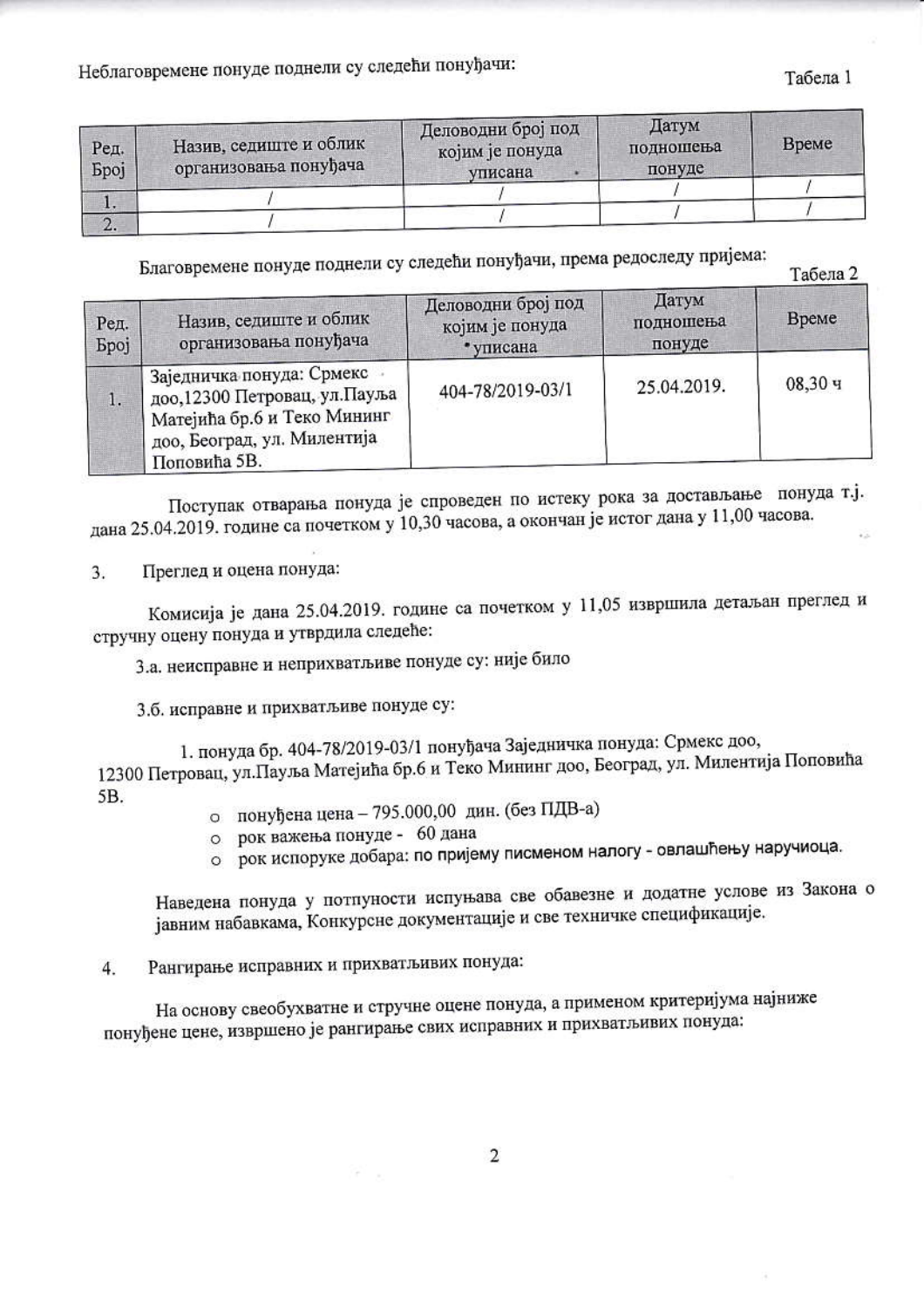Неблаговремене понуде поднели су следећи понуђачи:

Табела 1

| Ред. Број | Назив, седиште и облик организовања понуђача | Деловодни број под којим је понуда уписана | Датум подношења понуде | Време |
|---|---|---|---|---|
| 1. | / | / | / | / |
| 2. | / | / | / | / |

Благовремене понуде поднели су следећи понуђачи, према редоследу пријема:

Табела 2

| Ред. Број | Назив, седиште и облик организовања понуђача | Деловодни број под којим је понуда уписана | Датум подношења понуде | Време |
|---|---|---|---|---|
| 1. | Заједничка понуда: Срмекс доо,12300 Петровац, ул.Пауља Матејића бр.6 и Теко Мининг доо, Београд, ул. Милентија Поповића 5В. | 404-78/2019-03/1 | 25.04.2019. | 08,30 ч |

Поступак отварања понуда је спроведен по истеку рока за достављање понуда т.ј. дана 25.04.2019. године са почетком у 10,30 часова, а окончан је истог дана у 11,00 часова.

3. Преглед и оцена понуда:

Комисија је дана 25.04.2019. године са почетком у 11,05 извршила детаљан преглед и стручну оцену понуда и утврдила следеће:

3.а. неисправне и неприхватљиве понуде су: није било

3.б. исправне и прихватљиве понуде су:

1. понуда бр. 404-78/2019-03/1 понуђача Заједничка понуда: Срмекс доо, 12300 Петровац, ул.Пауља Матејића бр.6 и Теко Мининг доо, Београд, ул. Милентија Поповића 5В.
   - понуђена цена – 795.000,00 дин. (без ПДВ-а)
   - рок важења понуде - 60 дана
   - рок испоруке добара: по пријему писменом налогу - овлашћењу наручиоца.

Наведена понуда у потпуности испуњава све обавезне и додатне услове из Закона о јавним набавкама, Конкурсне документације и све техничке спецификације.

4. Рангирање исправних и прихватљивих понуда:

На основу свеобухватне и стручне оцене понуда, а применом критеријума најниже понуђене цене, извршено је рангирање свих исправних и прихватљивих понуда: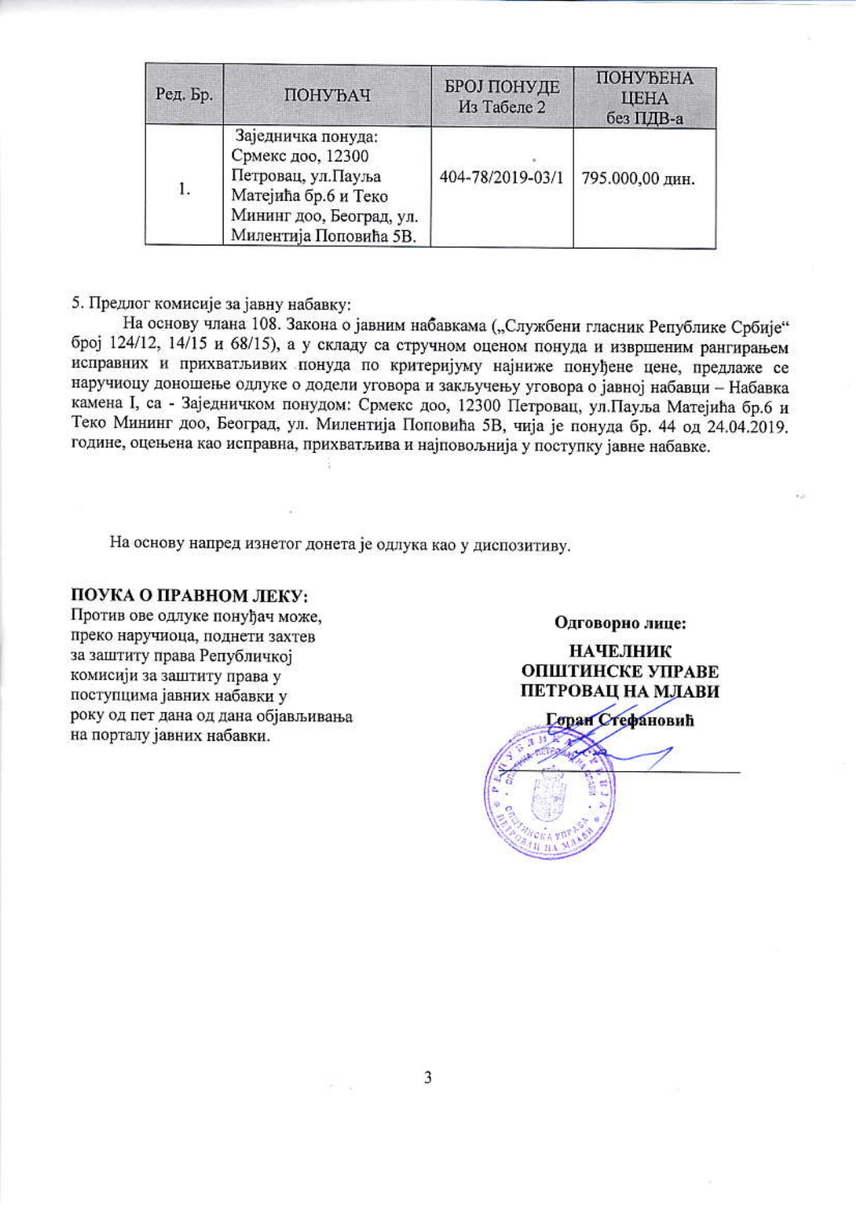| Ред. Бр. | ПОНУЂАЧ | БРОЈ ПОНУДЕ Из Табеле 2 | ПОНУЂЕНА ЦЕНА без ПДВ-а |
|---|---|---|---|
| 1. | Заједничка понуда: Срмекс доо, 12300 Петровац, ул.Пауља Матејића бр.6 и Теко Мининг доо, Београд, ул. Милентија Поповића 5В. | 404-78/2019-03/1 | 795.000,00 дин. |

5. Предлог комисије за јавну набавку:

На основу члана 108. Закона о јавним набавкама („Службени гласник Републике Србије" број 124/12, 14/15 и 68/15), а у складу са стручном оценом понуда и извршеним рангирањем исправних и прихватљивих понуда по критеријуму најниже понуђене цене, предлаже се наручиоцу доношење одлуке о додели уговора и закључењу уговора о јавној набавци – Набавка камена I, са - Заједничком понудом: Срмекс доо, 12300 Петровац, ул.Пауља Матејића бр.6 и Теко Мининг доо, Београд, ул. Милентија Поповића 5В, чија је понуда бр. 44 од 24.04.2019. године, оцењена као исправна, прихватљива и најповољнија у поступку јавне набавке.

На основу напред изнетог донета је одлука као у диспозитиву.

**ПОУКА О ПРАВНОМ ЛЕКУ:**
Против ове одлуке понуђач може, преко наручиоца, поднети захтев за заштиту права Републичкој комисији за заштиту права у поступцима јавних набавки у року од пет дана од дана објављивања на порталу јавних набавки.

**Одговорно лице:**

**НАЧЕЛНИК ОПШТИНСКЕ УПРАВЕ ПЕТРОВАЦ НА МЛАВИ**

**Горан Стефановић**